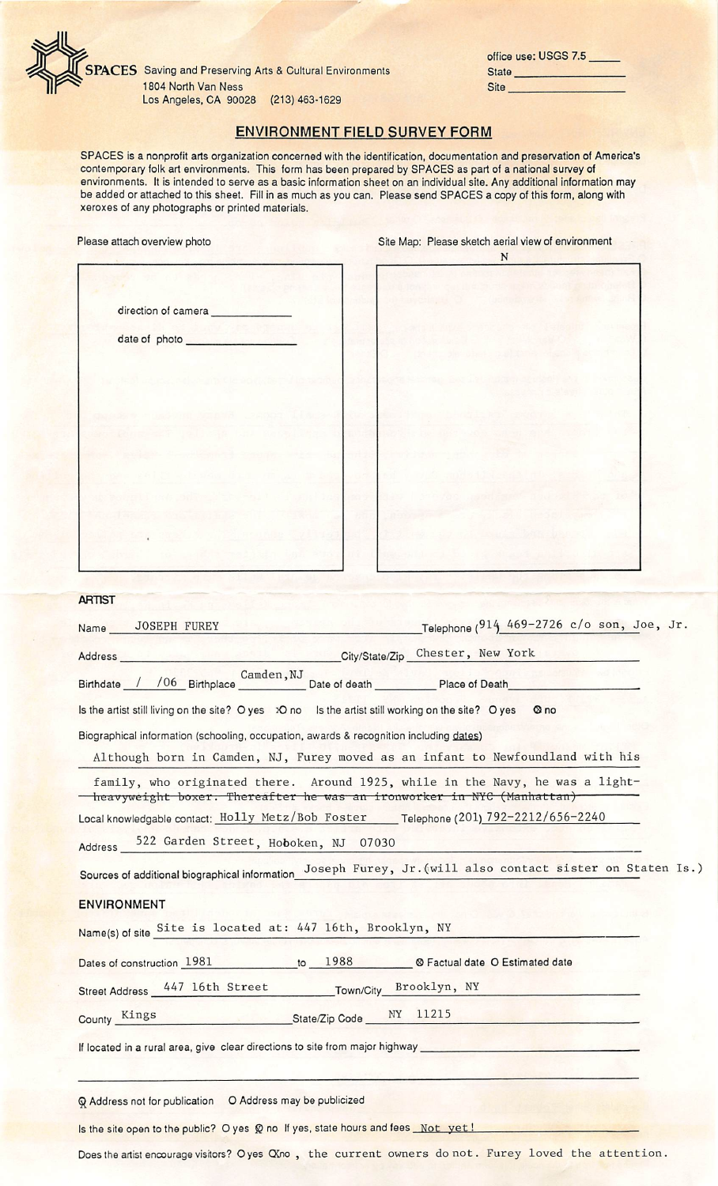SPACES Saving and Preserving Arts & Cultural Environments
1804 North Van Ness
Los Angeles, CA 90028 (213) 463-1629

office use: USGS 7.5 _____
State __________
Site __________

## ENVIRONMENT FIELD SURVEY FORM

SPACES is a nonprofit arts organization concerned with the identification, documentation and preservation of America's contemporary folk art environments. This form has been prepared by SPACES as part of a national survey of environments. It is intended to serve as a basic information sheet on an individual site. Any additional information may be added or attached to this sheet. Fill in as much as you can. Please send SPACES a copy of this form, along with xeroxes of any photographs or printed materials.

Please attach overview photo

direction of camera __________

date of photo __________

Site Map: Please sketch aerial view of environment

N

### ARTIST

Name: JOSEPH FUREY

Telephone: (914) 469-2726 c/o son, Joe, Jr.

Address: __________ City/State/Zip: Chester, New York

Birthdate: / /06 Birthplace: Camden, NJ Date of death: __________ Place of Death: __________

Is the artist still living on the site? O yes ☒ no  Is the artist still working on the site? O yes ☒ no

Biographical information (schooling, occupation, awards & recognition including dates)

Although born in Camden, NJ, Furey moved as an infant to Newfoundland with his family, who originated there. Around 1925, while in the Navy, he was a light-heavyweight boxer. ~~Thereafter he was an ironworker in NYC (Manhattan)~~

Local knowledgable contact: Holly Metz/Bob Foster Telephone (201) 792-2212/656-2240

Address: 522 Garden Street, Hoboken, NJ 07030

Sources of additional biographical information: Joseph Furey, Jr.(will also contact sister on Staten Is.)

### ENVIRONMENT

Name(s) of site: Site is located at: 447 16th, Brooklyn, NY

Dates of construction: 1981 to 1988 ☒ Factual date O Estimated date

Street Address: 447 16th Street Town/City: Brooklyn, NY

County: Kings State/Zip Code: NY 11215

If located in a rural area, give clear directions to site from major highway __________

☒ Address not for publication O Address may be publicized

Is the site open to the public? O yes ☒ no If yes, state hours and fees: Not yet!

Does the artist encourage visitors? O yes ☒ no , the current owners do not. Furey loved the attention.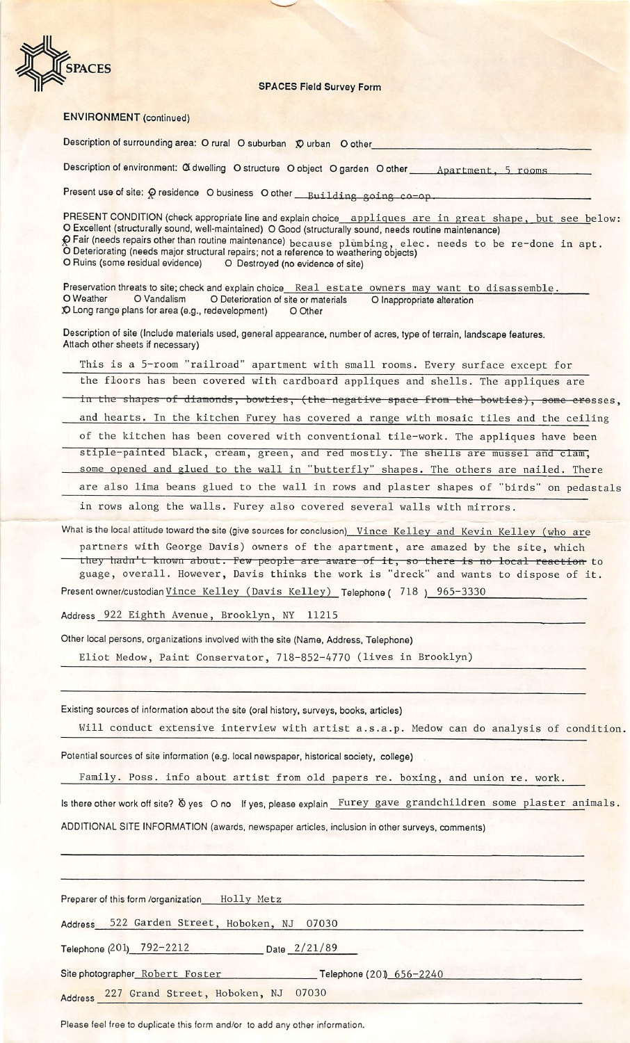SPACES

**SPACES Field Survey Form**

**ENVIRONMENT (continued)**

Description of surrounding area: O rural O suburban ☒ urban O other

Description of environment: ☒ dwelling O structure O object O garden O other Apartment, 5 rooms

Present use of site: ☒ residence O business O other ~~Building going co-op.~~

PRESENT CONDITION (check appropriate line and explain choice appliques are in great shape, but see below:
O Excellent (structurally sound, well-maintained) O Good (structurally sound, needs routine maintenance)
☒ Fair (needs repairs other than routine maintenance) because plumbing, elec. needs to be re-done in apt.
O Deteriorating (needs major structural repairs; not a reference to weathering objects)
O Ruins (some residual evidence) O Destroyed (no evidence of site)

Preservation threats to site; check and explain choice Real estate owners may want to disassemble.
O Weather O Vandalism O Deterioration of site or materials O Inappropriate alteration
☒ Long range plans for area (e.g., redevelopment) O Other

Description of site (Include materials used, general appearance, number of acres, type of terrain, landscape features. Attach other sheets if necessary)

This is a 5-room "railroad" apartment with small rooms. Every surface except for the floors has been covered with cardboard appliques and shells. The appliques are in the shapes of diamonds, bowties, (the negative space from the bowties), some crosses, and hearts. In the kitchen Furey has covered a range with mosaic tiles and the ceiling of the kitchen has been covered with conventional tile-work. The appliques have been stiple-painted black, cream, green, and red mostly. The shells are mussel and clam, some opened and glued to the wall in "butterfly" shapes. The others are nailed. There are also lima beans glued to the wall in rows and plaster shapes of "birds" on pedastals in rows along the walls. Furey also covered several walls with mirrors.

What is the local attitude toward the site (give sources for conclusion) Vince Kelley and Kevin Kelley (who are partners with George Davis) owners of the apartment, are amazed by the site, which they hadn't known about. Few people are aware of it, so there is no local reaction to guage, overall. However, Davis thinks the work is "dreck" and wants to dispose of it.

Present owner/custodian Vince Kelley (Davis Kelley) Telephone ( 718 ) 965-3330

Address 922 Eighth Avenue, Brooklyn, NY 11215

Other local persons, organizations involved with the site (Name, Address, Telephone)

Eliot Medow, Paint Conservator, 718-852-4770 (lives in Brooklyn)

Existing sources of information about the site (oral history, surveys, books, articles)

Will conduct extensive interview with artist a.s.a.p. Medow can do analysis of condition.

Potential sources of site information (e.g. local newspaper, historical society, college)

Family. Poss. info about artist from old papers re. boxing, and union re. work.

Is there other work off site? ☒ yes O no If yes, please explain Furey gave grandchildren some plaster animals.

ADDITIONAL SITE INFORMATION (awards, newspaper articles, inclusion in other surveys, comments)

Preparer of this form /organization Holly Metz

Address 522 Garden Street, Hoboken, NJ 07030

Telephone (201) 792-2212 Date 2/21/89

Site photographer Robert Foster Telephone (201) 656-2240

Address 227 Grand Street, Hoboken, NJ 07030

Please feel free to duplicate this form and/or to add any other information.